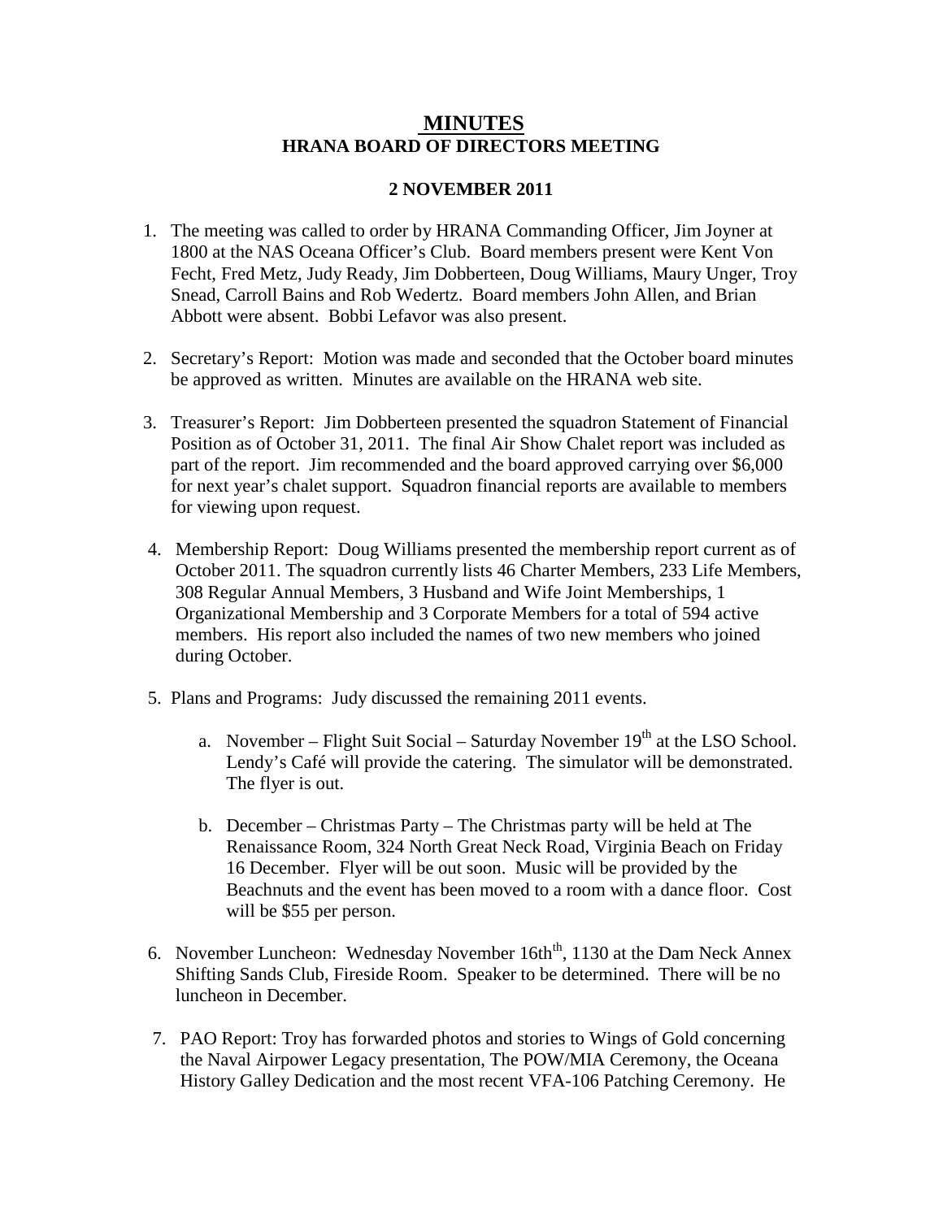# MINUTES

## HRANA BOARD OF DIRECTORS MEETING

### 2 NOVEMBER 2011

1. The meeting was called to order by HRANA Commanding Officer, Jim Joyner at 1800 at the NAS Oceana Officer's Club. Board members present were Kent Von Fecht, Fred Metz, Judy Ready, Jim Dobberteen, Doug Williams, Maury Unger, Troy Snead, Carroll Bains and Rob Wedertz. Board members John Allen, and Brian Abbott were absent. Bobbi Lefavor was also present.

2. Secretary's Report: Motion was made and seconded that the October board minutes be approved as written. Minutes are available on the HRANA web site.

3. Treasurer's Report: Jim Dobberteen presented the squadron Statement of Financial Position as of October 31, 2011. The final Air Show Chalet report was included as part of the report. Jim recommended and the board approved carrying over $6,000 for next year's chalet support. Squadron financial reports are available to members for viewing upon request.

4. Membership Report: Doug Williams presented the membership report current as of October 2011. The squadron currently lists 46 Charter Members, 233 Life Members, 308 Regular Annual Members, 3 Husband and Wife Joint Memberships, 1 Organizational Membership and 3 Corporate Members for a total of 594 active members. His report also included the names of two new members who joined during October.

5. Plans and Programs: Judy discussed the remaining 2011 events.

   a. November – Flight Suit Social – Saturday November 19th at the LSO School. Lendy's Café will provide the catering. The simulator will be demonstrated. The flyer is out.

   b. December – Christmas Party – The Christmas party will be held at The Renaissance Room, 324 North Great Neck Road, Virginia Beach on Friday 16 December. Flyer will be out soon. Music will be provided by the Beachnuts and the event has been moved to a room with a dance floor. Cost will be $55 per person.

6. November Luncheon: Wednesday November 16th^th, 1130 at the Dam Neck Annex Shifting Sands Club, Fireside Room. Speaker to be determined. There will be no luncheon in December.

7. PAO Report: Troy has forwarded photos and stories to Wings of Gold concerning the Naval Airpower Legacy presentation, The POW/MIA Ceremony, the Oceana History Galley Dedication and the most recent VFA-106 Patching Ceremony. He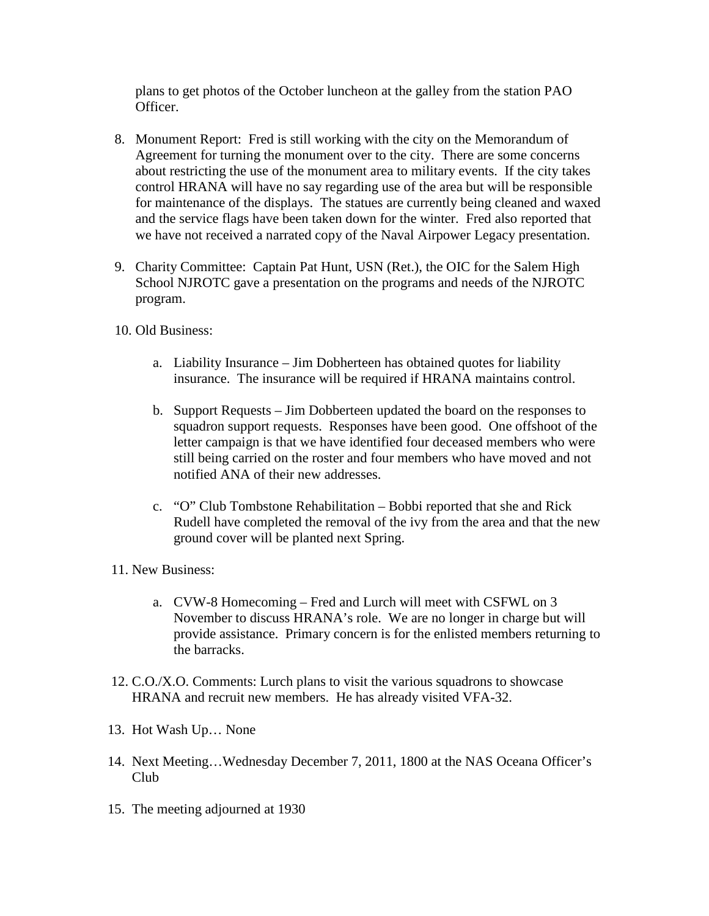plans to get photos of the October luncheon at the galley from the station PAO Officer.

8. Monument Report: Fred is still working with the city on the Memorandum of Agreement for turning the monument over to the city. There are some concerns about restricting the use of the monument area to military events. If the city takes control HRANA will have no say regarding use of the area but will be responsible for maintenance of the displays. The statues are currently being cleaned and waxed and the service flags have been taken down for the winter. Fred also reported that we have not received a narrated copy of the Naval Airpower Legacy presentation.

9. Charity Committee: Captain Pat Hunt, USN (Ret.), the OIC for the Salem High School NJROTC gave a presentation on the programs and needs of the NJROTC program.

10. Old Business:

    a. Liability Insurance – Jim Dobherteen has obtained quotes for liability insurance. The insurance will be required if HRANA maintains control.

    b. Support Requests – Jim Dobberteen updated the board on the responses to squadron support requests. Responses have been good. One offshoot of the letter campaign is that we have identified four deceased members who were still being carried on the roster and four members who have moved and not notified ANA of their new addresses.

    c. "O" Club Tombstone Rehabilitation – Bobbi reported that she and Rick Rudell have completed the removal of the ivy from the area and that the new ground cover will be planted next Spring.

11. New Business:

    a. CVW-8 Homecoming – Fred and Lurch will meet with CSFWL on 3 November to discuss HRANA's role. We are no longer in charge but will provide assistance. Primary concern is for the enlisted members returning to the barracks.

12. C.O./X.O. Comments: Lurch plans to visit the various squadrons to showcase HRANA and recruit new members. He has already visited VFA-32.

13. Hot Wash Up… None

14. Next Meeting…Wednesday December 7, 2011, 1800 at the NAS Oceana Officer's Club

15. The meeting adjourned at 1930